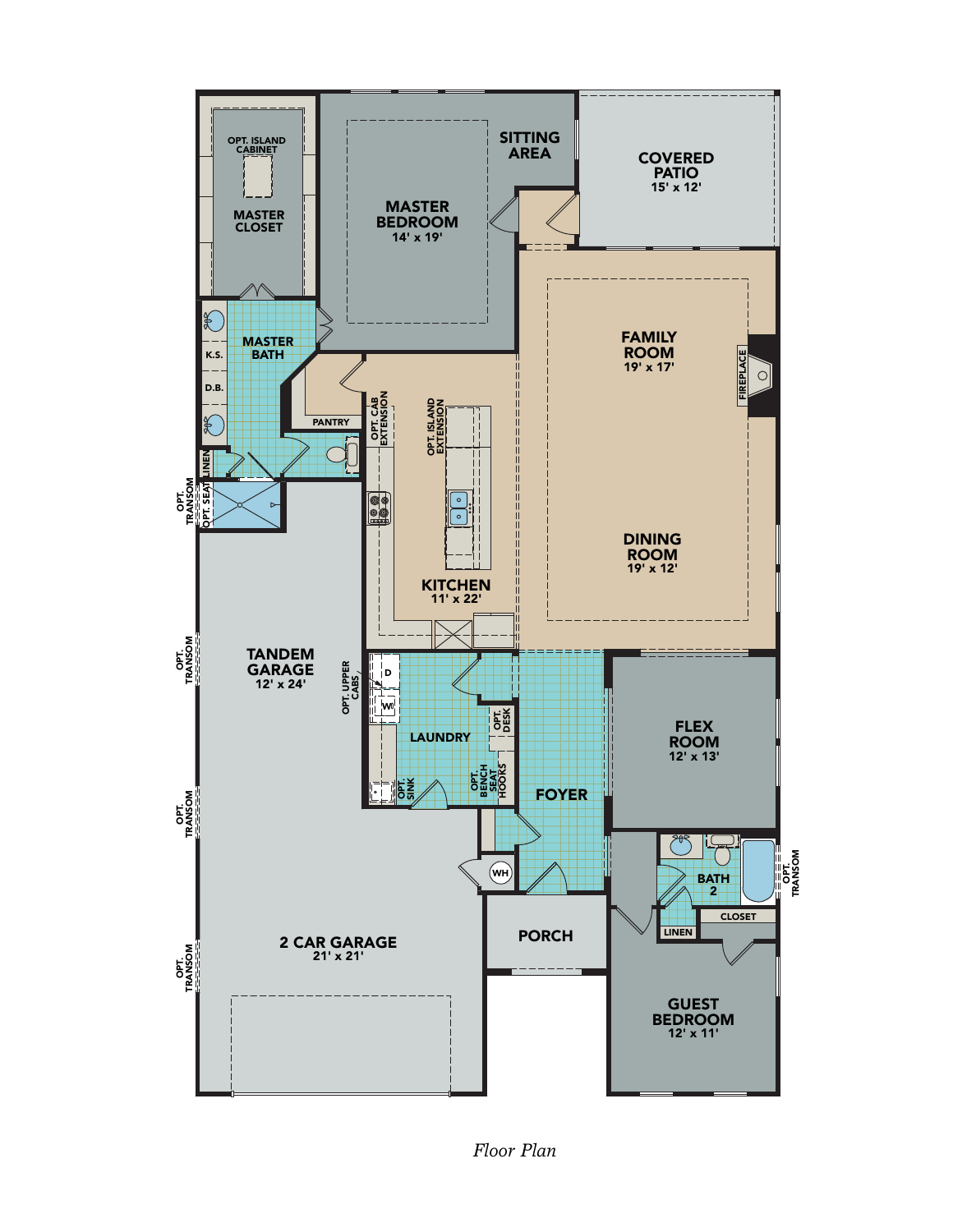OPT. ISLAND CABINET

MASTER CLOSET

MASTER BEDROOM
14' x 19'

SITTING AREA

COVERED PATIO
15' x 12'

MASTER BATH

K.S.

D.B.

LINEN

OPT. SEAT

OPT. TRANSOM

PANTRY

OPT. CAB EXTENSION

OPT. ISLAND EXTENSION

FAMILY ROOM
19' x 17'

FIREPLACE

DINING ROOM
19' x 12'

KITCHEN
11' x 22'

TANDEM GARAGE
12' x 24'

OPT. TRANSOM

OPT. UPPER CABS

D

W

LAUNDRY

OPT. DESK

OPT. SINK

OPT. BENCH SEAT HOOKS

FOYER

FLEX ROOM
12' x 13'

OPT. TRANSOM

WH

BATH 2

OPT. TRANSOM

LINEN

CLOSET

PORCH

2 CAR GARAGE
21' x 21'

OPT. TRANSOM

GUEST BEDROOM
12' x 11'

*Floor Plan*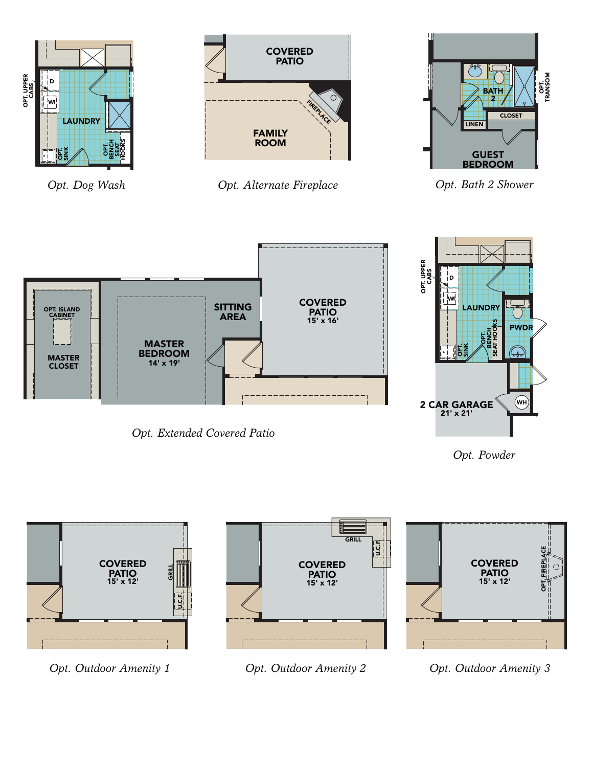OPT. UPPER CABS

D

W

LAUNDRY

OPT. SINK

OPT. BENCH SEAT HOOKS

*Opt. Dog Wash*

COVERED PATIO

FIREPLACE

FAMILY ROOM

*Opt. Alternate Fireplace*

BATH 2

OPT. TRANSOM

CLOSET

LINEN

GUEST BEDROOM

*Opt. Bath 2 Shower*

OPT. ISLAND CABINET

MASTER CLOSET

MASTER BEDROOM 14' x 19'

SITTING AREA

COVERED PATIO 15' x 16'

*Opt. Extended Covered Patio*

OPT. UPPER CABS

D

W

LAUNDRY

OPT. SINK

OPT. BENCH SEAT HOOKS

PWDR

2 CAR GARAGE 21' x 21'

WH

*Opt. Powder*

COVERED PATIO 15' x 12'

GRILL

U.C.F.

*Opt. Outdoor Amenity 1*

COVERED PATIO 15' x 12'

GRILL

U.C.F.

*Opt. Outdoor Amenity 2*

COVERED PATIO 15' x 12'

OPT. FIREPLACE

*Opt. Outdoor Amenity 3*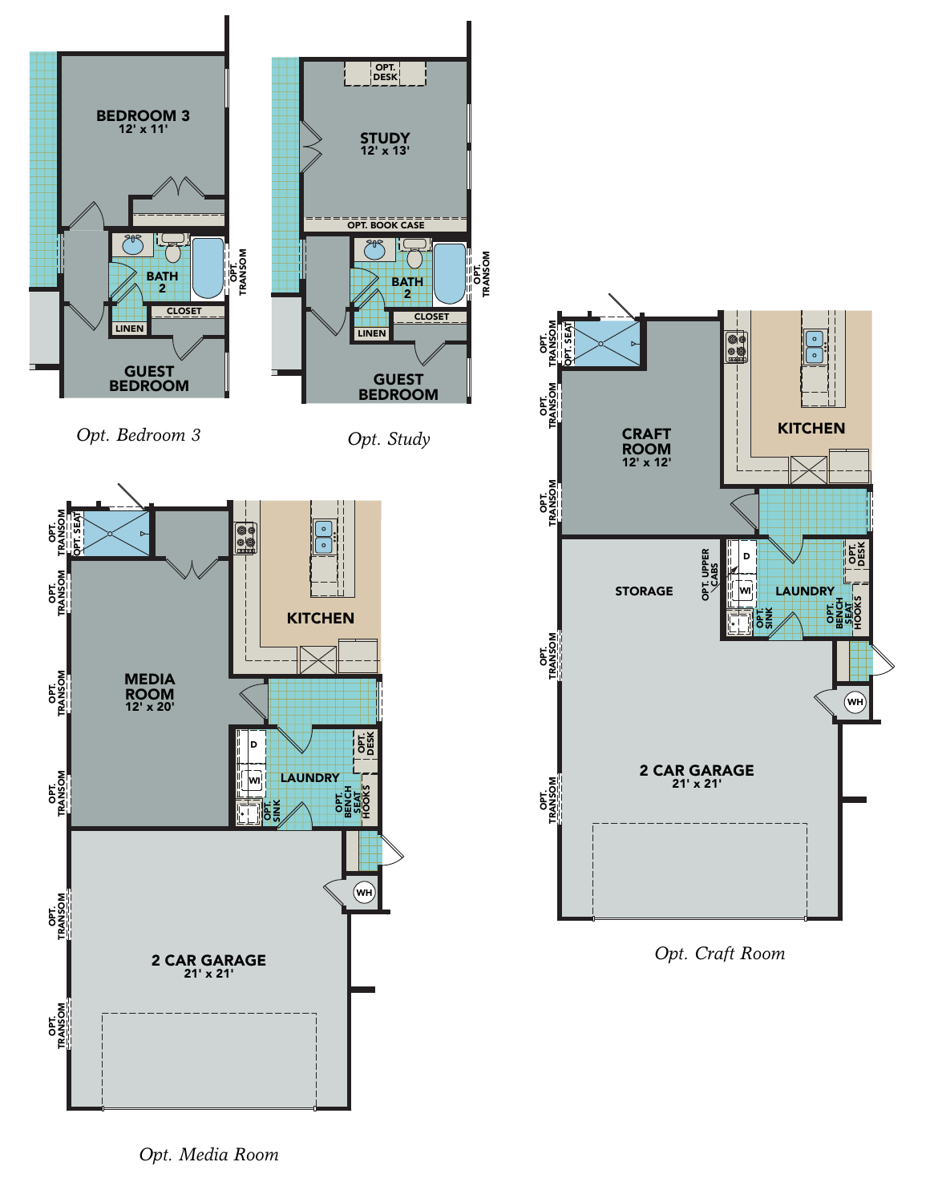BEDROOM 3
12' x 11'

BATH 2

OPT. TRANSOM

LINEN

CLOSET

GUEST BEDROOM

*Opt. Bedroom 3*

OPT. DESK

STUDY
12' x 13'

OPT. BOOK CASE

BATH 2

OPT. TRANSOM

LINEN

CLOSET

GUEST BEDROOM

*Opt. Study*

OPT. TRANSOM

OPT. SEAT

KITCHEN

CRAFT ROOM
12' x 12'

OPT. TRANSOM

OPT. TRANSOM

STORAGE

OPT. UPPER CABS

D

WI

LAUNDRY

OPT. DESK

OPT. SINK

OPT. BENCH SEAT HOOKS

OPT. TRANSOM

WH

2 CAR GARAGE
21' x 21'

OPT. TRANSOM

*Opt. Craft Room*

OPT. TRANSOM

OPT. SEAT

KITCHEN

OPT. TRANSOM

MEDIA ROOM
12' x 20'

OPT. TRANSOM

D

WI

LAUNDRY

OPT. DESK

OPT. TRANSOM

OPT. SINK

OPT. BENCH SEAT HOOKS

WH

OPT. TRANSOM

2 CAR GARAGE
21' x 21'

OPT. TRANSOM

*Opt. Media Room*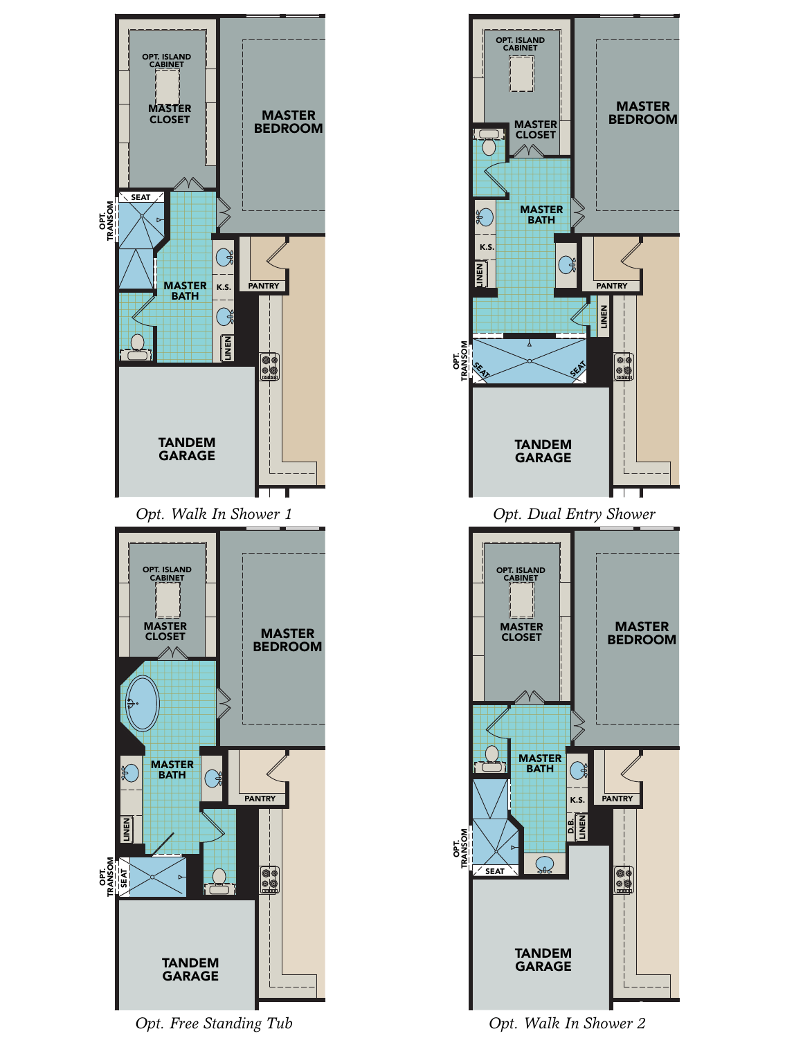OPT. ISLAND CABINET

MASTER CLOSET

MASTER BEDROOM

SEAT

OPT. TRANSOM

MASTER BATH

K.S.

PANTRY

LINEN

TANDEM GARAGE

*Opt. Walk In Shower 1*

OPT. ISLAND CABINET

MASTER CLOSET

MASTER BEDROOM

MASTER BATH

K.S.

LINEN

PANTRY

LINEN

OPT. TRANSOM

SEAT

SEAT

TANDEM GARAGE

*Opt. Dual Entry Shower*

OPT. ISLAND CABINET

MASTER CLOSET

MASTER BEDROOM

MASTER BATH

PANTRY

LINEN

OPT. TRANSOM

SEAT

TANDEM GARAGE

*Opt. Free Standing Tub*

OPT. ISLAND CABINET

MASTER CLOSET

MASTER BEDROOM

MASTER BATH

K.S.

PANTRY

D.B.

LINEN

OPT. TRANSOM

SEAT

TANDEM GARAGE

*Opt. Walk In Shower 2*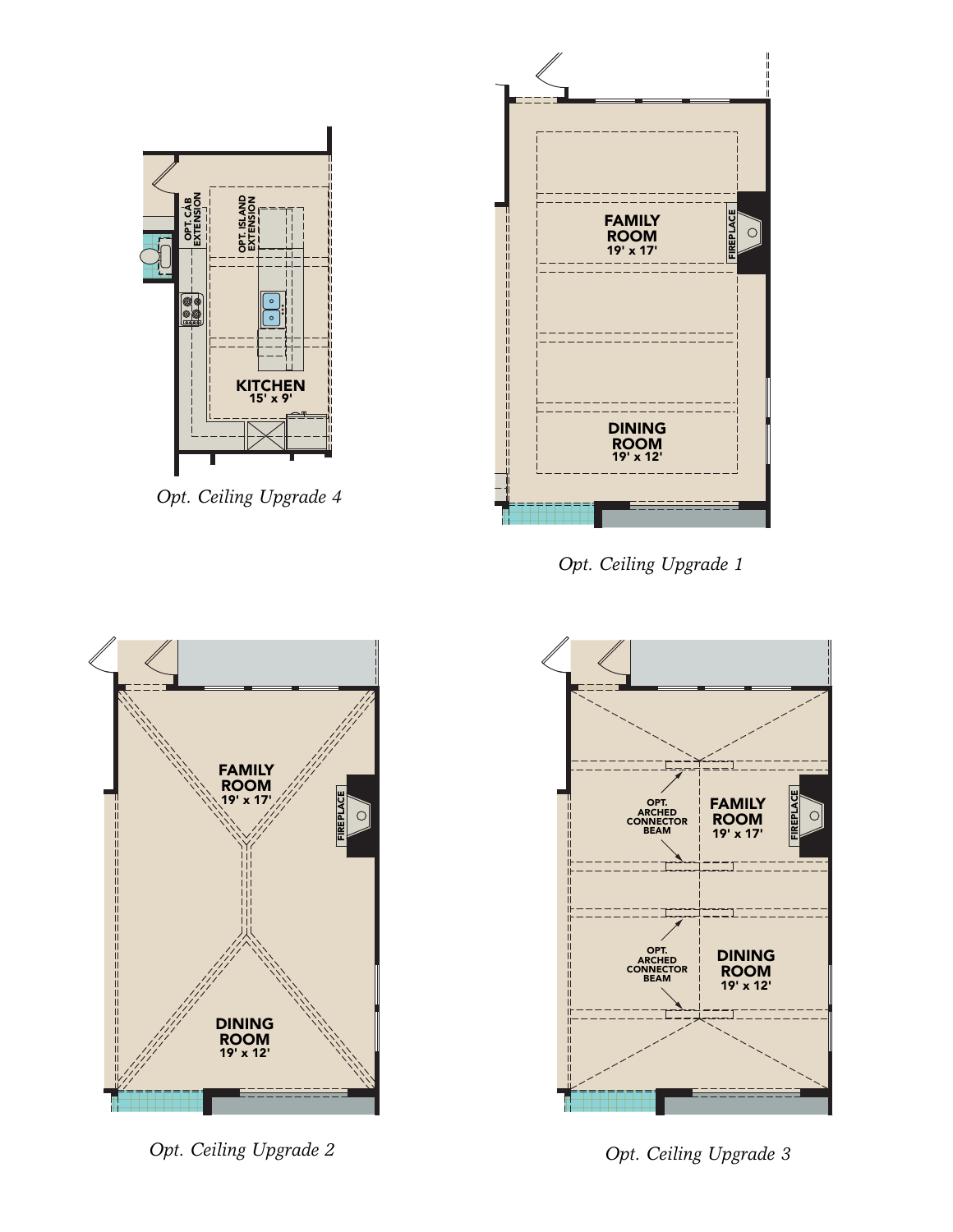OPT. CAB EXTENSION

OPT. ISLAND EXTENSION

KITCHEN
15' x 9'

*Opt. Ceiling Upgrade 4*

FAMILY ROOM
19' x 17'

FIREPLACE

DINING ROOM
19' x 12'

*Opt. Ceiling Upgrade 1*

FAMILY ROOM
19' x 17'

FIREPLACE

DINING ROOM
19' x 12'

*Opt. Ceiling Upgrade 2*

OPT. ARCHED CONNECTOR BEAM

FAMILY ROOM
19' x 17'

FIREPLACE

OPT. ARCHED CONNECTOR BEAM

DINING ROOM
19' x 12'

*Opt. Ceiling Upgrade 3*